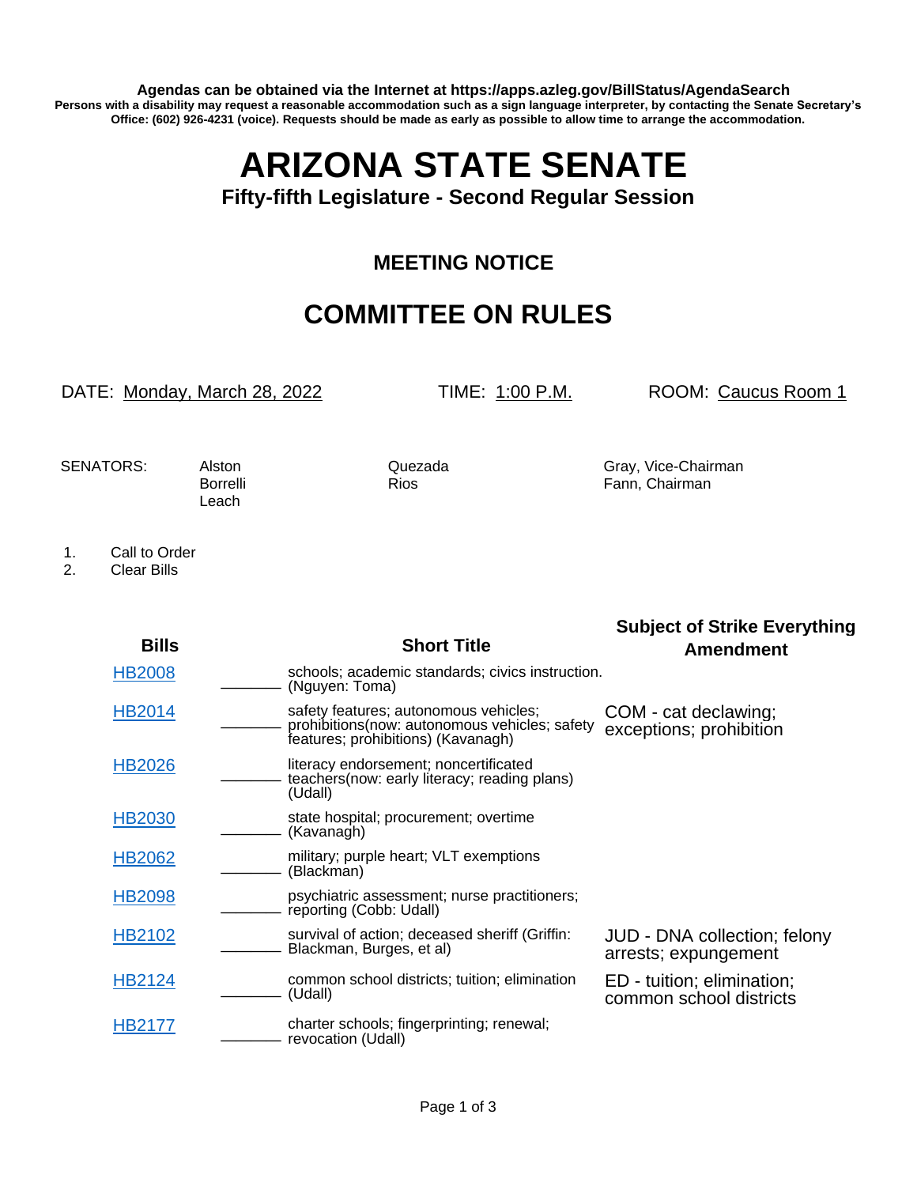**Agendas can be obtained via the Internet at https://apps.azleg.gov/BillStatus/AgendaSearch**

**Persons with a disability may request a reasonable accommodation such as a sign language interpreter, by contacting the Senate Secretary's Office: (602) 926-4231 (voice). Requests should be made as early as possible to allow time to arrange the accommodation.**

# ARIZONA STATE SENATE

### Fifty-fifth Legislature - Second Regular Session

## MEETING NOTICE

## COMMITTEE ON RULES

DATE: Monday, March 28, 2022 TIME: 1:00 P.M. ROOM: Caucus Room 1

SENATORS: Alston, Borrelli, Leach, Quezada, Rios, Gray, Vice-Chairman, Fann, Chairman

1. Call to Order
2. Clear Bills

| Bills | | Short Title | Subject of Strike Everything Amendment |
|---|---|---|---|
| HB2008 | ________ | schools; academic standards; civics instruction. (Nguyen: Toma) | |
| HB2014 | ________ | safety features; autonomous vehicles; prohibitions(now: autonomous vehicles; safety features; prohibitions) (Kavanagh) | COM - cat declawing; exceptions; prohibition |
| HB2026 | ________ | literacy endorsement; noncertificated teachers(now: early literacy; reading plans) (Udall) | |
| HB2030 | ________ | state hospital; procurement; overtime (Kavanagh) | |
| HB2062 | ________ | military; purple heart; VLT exemptions (Blackman) | |
| HB2098 | ________ | psychiatric assessment; nurse practitioners; reporting (Cobb: Udall) | |
| HB2102 | ________ | survival of action; deceased sheriff (Griffin: Blackman, Burges, et al) | JUD - DNA collection; felony arrests; expungement |
| HB2124 | ________ | common school districts; tuition; elimination (Udall) | ED - tuition; elimination; common school districts |
| HB2177 | ________ | charter schools; fingerprinting; renewal; revocation (Udall) | |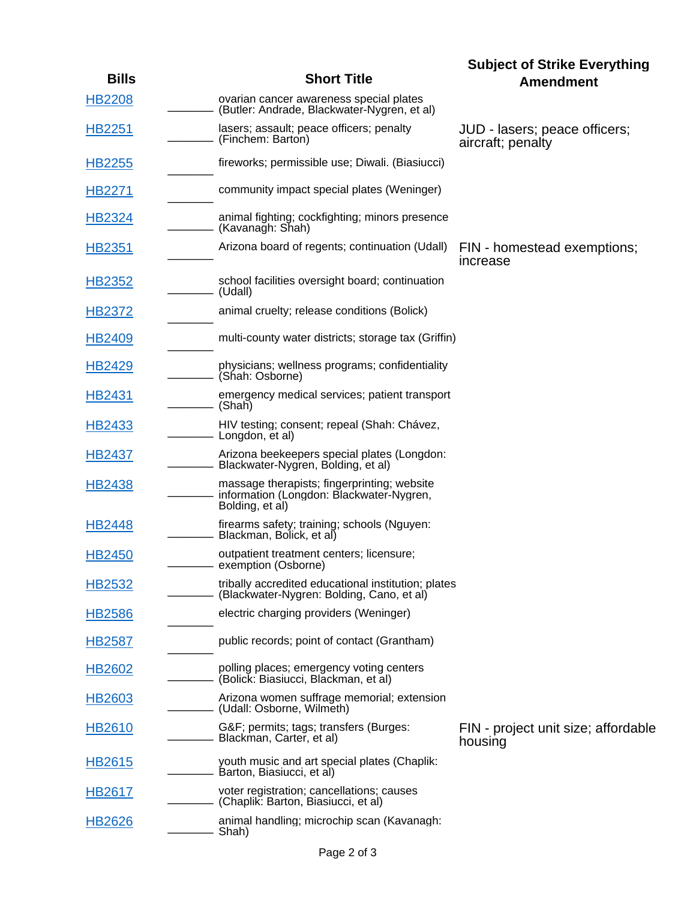| Bills | | Short Title | Subject of Strike Everything Amendment |
|---|---|---|---|
| HB2208 | ______ | ovarian cancer awareness special plates (Butler: Andrade, Blackwater-Nygren, et al) | |
| HB2251 | ______ | lasers; assault; peace officers; penalty (Finchem: Barton) | JUD - lasers; peace officers; aircraft; penalty |
| HB2255 | ______ | fireworks; permissible use; Diwali. (Biasiucci) | |
| HB2271 | ______ | community impact special plates (Weninger) | |
| HB2324 | ______ | animal fighting; cockfighting; minors presence (Kavanagh: Shah) | |
| HB2351 | ______ | Arizona board of regents; continuation (Udall) | FIN - homestead exemptions; increase |
| HB2352 | ______ | school facilities oversight board; continuation (Udall) | |
| HB2372 | ______ | animal cruelty; release conditions (Bolick) | |
| HB2409 | ______ | multi-county water districts; storage tax (Griffin) | |
| HB2429 | ______ | physicians; wellness programs; confidentiality (Shah: Osborne) | |
| HB2431 | ______ | emergency medical services; patient transport (Shah) | |
| HB2433 | ______ | HIV testing; consent; repeal (Shah: Chávez, Longdon, et al) | |
| HB2437 | ______ | Arizona beekeepers special plates (Longdon: Blackwater-Nygren, Bolding, et al) | |
| HB2438 | ______ | massage therapists; fingerprinting; website information (Longdon: Blackwater-Nygren, Bolding, et al) | |
| HB2448 | ______ | firearms safety; training; schools (Nguyen: Blackman, Bolick, et al) | |
| HB2450 | ______ | outpatient treatment centers; licensure; exemption (Osborne) | |
| HB2532 | ______ | tribally accredited educational institution; plates (Blackwater-Nygren: Bolding, Cano, et al) | |
| HB2586 | ______ | electric charging providers (Weninger) | |
| HB2587 | ______ | public records; point of contact (Grantham) | |
| HB2602 | ______ | polling places; emergency voting centers (Bolick: Biasiucci, Blackman, et al) | |
| HB2603 | ______ | Arizona women suffrage memorial; extension (Udall: Osborne, Wilmeth) | |
| HB2610 | ______ | G&F; permits; tags; transfers (Burges: Blackman, Carter, et al) | FIN - project unit size; affordable housing |
| HB2615 | ______ | youth music and art special plates (Chaplik: Barton, Biasiucci, et al) | |
| HB2617 | ______ | voter registration; cancellations; causes (Chaplik: Barton, Biasiucci, et al) | |
| HB2626 | ______ | animal handling; microchip scan (Kavanagh: Shah) | |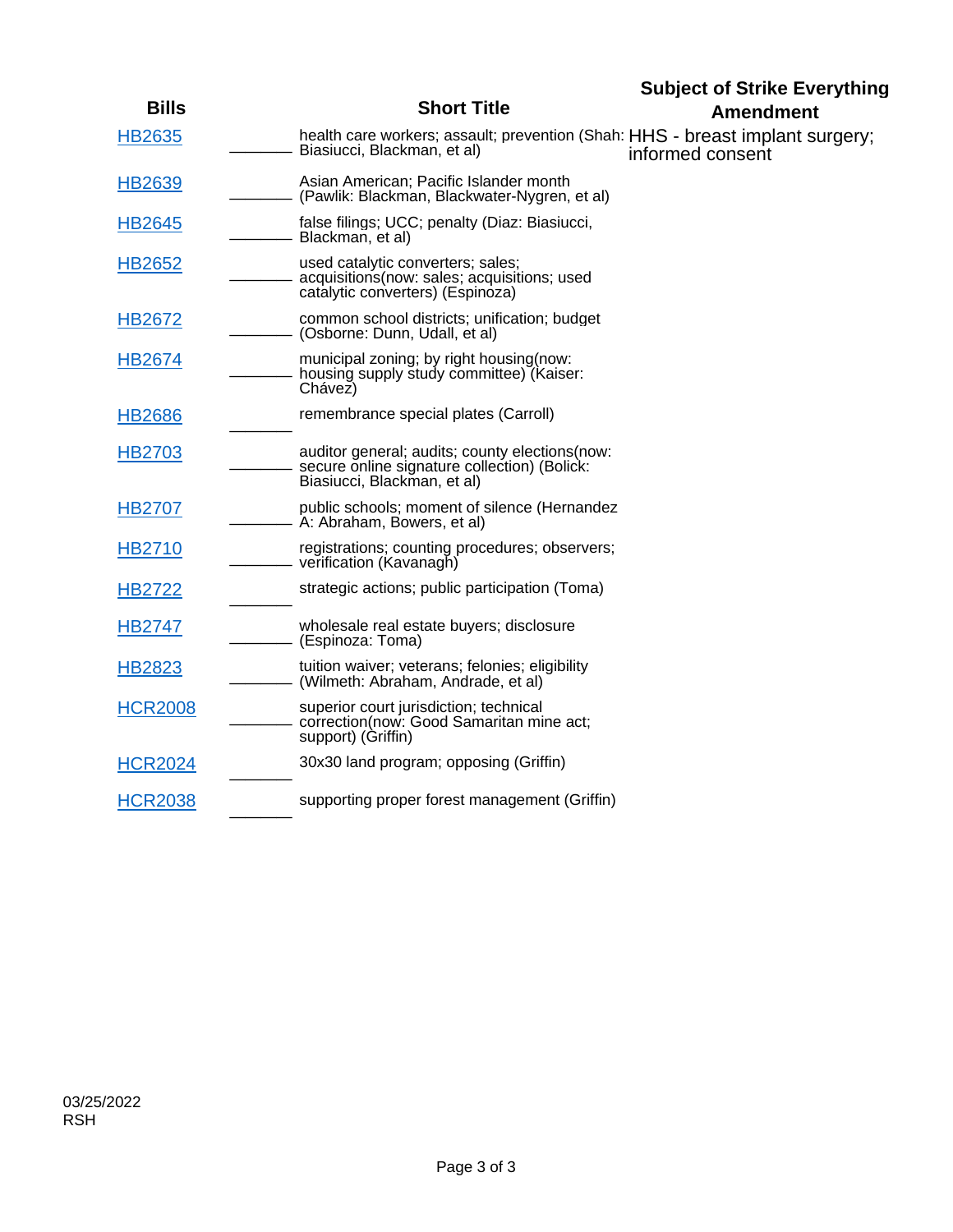| Bills | | Short Title | Subject of Strike Everything Amendment |
|---|---|---|---|
| HB2635 | ______ | health care workers; assault; prevention (Shah: Biasiucci, Blackman, et al) | HHS - breast implant surgery; informed consent |
| HB2639 | ______ | Asian American; Pacific Islander month (Pawlik: Blackman, Blackwater-Nygren, et al) | |
| HB2645 | ______ | false filings; UCC; penalty (Diaz: Biasiucci, Blackman, et al) | |
| HB2652 | ______ | used catalytic converters; sales; acquisitions(now: sales; acquisitions; used catalytic converters) (Espinoza) | |
| HB2672 | ______ | common school districts; unification; budget (Osborne: Dunn, Udall, et al) | |
| HB2674 | ______ | municipal zoning; by right housing(now: housing supply study committee) (Kaiser: Chávez) | |
| HB2686 | ______ | remembrance special plates (Carroll) | |
| HB2703 | ______ | auditor general; audits; county elections(now: secure online signature collection) (Bolick: Biasiucci, Blackman, et al) | |
| HB2707 | ______ | public schools; moment of silence (Hernandez A: Abraham, Bowers, et al) | |
| HB2710 | ______ | registrations; counting procedures; observers; verification (Kavanagh) | |
| HB2722 | ______ | strategic actions; public participation (Toma) | |
| HB2747 | ______ | wholesale real estate buyers; disclosure (Espinoza: Toma) | |
| HB2823 | ______ | tuition waiver; veterans; felonies; eligibility (Wilmeth: Abraham, Andrade, et al) | |
| HCR2008 | ______ | superior court jurisdiction; technical correction(now: Good Samaritan mine act; support) (Griffin) | |
| HCR2024 | ______ | 30x30 land program; opposing (Griffin) | |
| HCR2038 | ______ | supporting proper forest management (Griffin) | |

03/25/2022
RSH